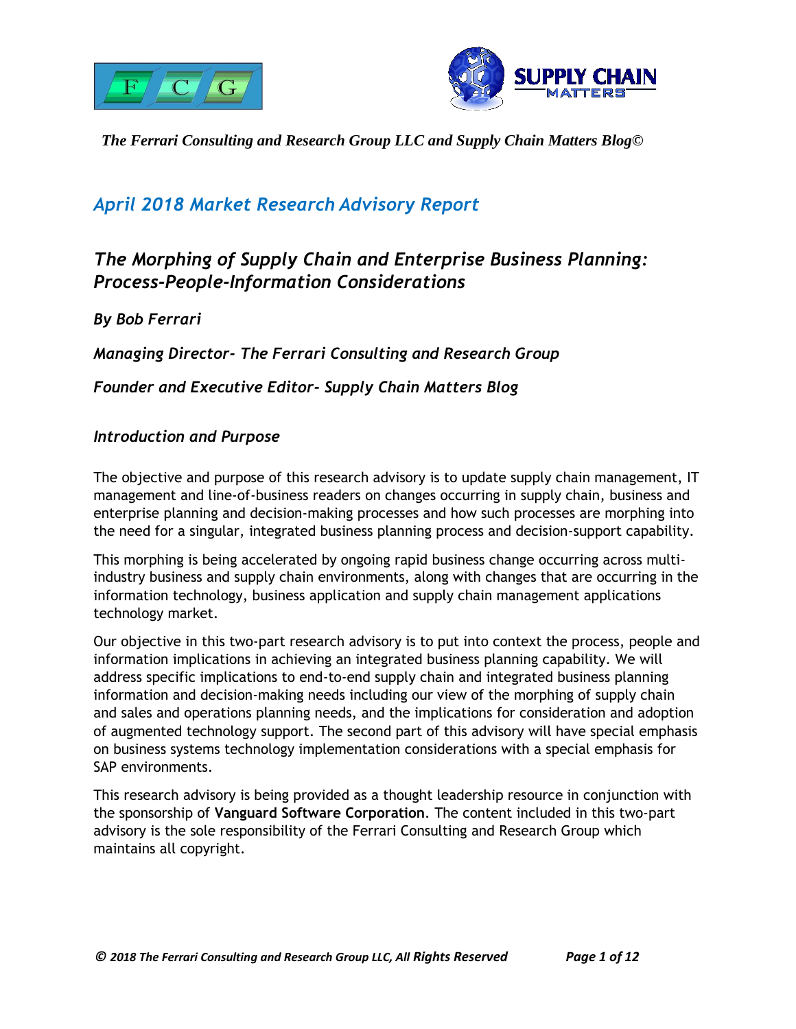*The Ferrari Consulting and Research Group LLC and Supply Chain Matters Blog©*

## *April 2018 Market Research Advisory Report*

# *The Morphing of Supply Chain and Enterprise Business Planning: Process-People-Information Considerations*

***By Bob Ferrari***

***Managing Director- The Ferrari Consulting and Research Group***

***Founder and Executive Editor- Supply Chain Matters Blog***

### *Introduction and Purpose*

The objective and purpose of this research advisory is to update supply chain management, IT management and line-of-business readers on changes occurring in supply chain, business and enterprise planning and decision-making processes and how such processes are morphing into the need for a singular, integrated business planning process and decision-support capability.

This morphing is being accelerated by ongoing rapid business change occurring across multi-industry business and supply chain environments, along with changes that are occurring in the information technology, business application and supply chain management applications technology market.

Our objective in this two-part research advisory is to put into context the process, people and information implications in achieving an integrated business planning capability. We will address specific implications to end-to-end supply chain and integrated business planning information and decision-making needs including our view of the morphing of supply chain and sales and operations planning needs, and the implications for consideration and adoption of augmented technology support. The second part of this advisory will have special emphasis on business systems technology implementation considerations with a special emphasis for SAP environments.

This research advisory is being provided as a thought leadership resource in conjunction with the sponsorship of **Vanguard Software Corporation**. The content included in this two-part advisory is the sole responsibility of the Ferrari Consulting and Research Group which maintains all copyright.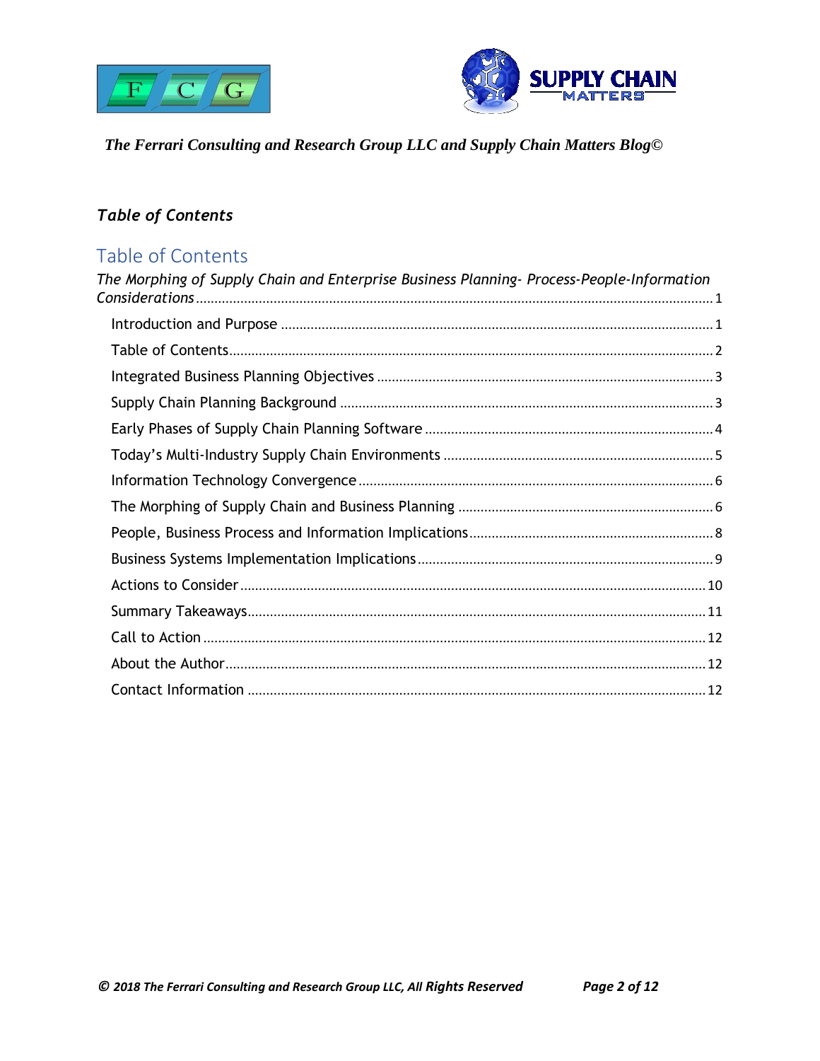*The Ferrari Consulting and Research Group LLC and Supply Chain Matters Blog©*

## *Table of Contents*

# Table of Contents

*The Morphing of Supply Chain and Enterprise Business Planning- Process-People-Information Considerations* .......... 1

- Introduction and Purpose .......... 1
- Table of Contents .......... 2
- Integrated Business Planning Objectives .......... 3
- Supply Chain Planning Background .......... 3
- Early Phases of Supply Chain Planning Software .......... 4
- Today's Multi-Industry Supply Chain Environments .......... 5
- Information Technology Convergence .......... 6
- The Morphing of Supply Chain and Business Planning .......... 6
- People, Business Process and Information Implications .......... 8
- Business Systems Implementation Implications .......... 9
- Actions to Consider .......... 10
- Summary Takeaways .......... 11
- Call to Action .......... 12
- About the Author .......... 12
- Contact Information .......... 12

***© 2018 The Ferrari Consulting and Research Group LLC, All Rights Reserved***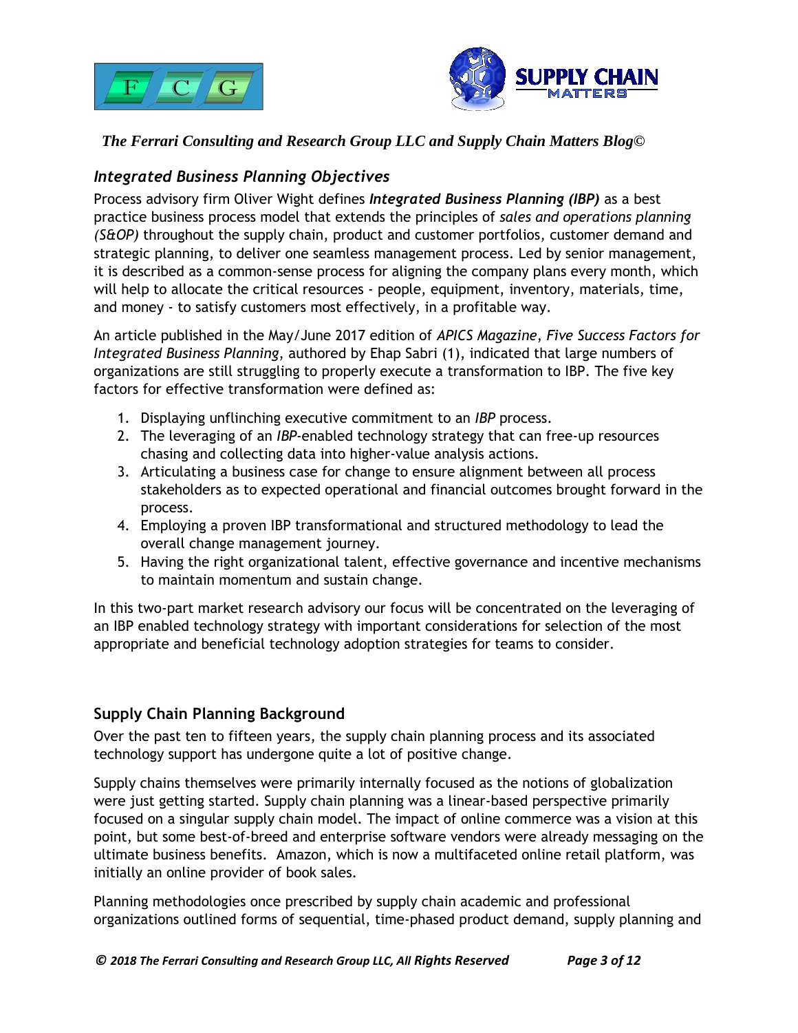*The Ferrari Consulting and Research Group LLC and Supply Chain Matters Blog©*

## *Integrated Business Planning Objectives*

Process advisory firm Oliver Wight defines ***Integrated Business Planning (IBP)*** as a best practice business process model that extends the principles of *sales and operations planning (S&OP)* throughout the supply chain, product and customer portfolios, customer demand and strategic planning, to deliver one seamless management process. Led by senior management, it is described as a common-sense process for aligning the company plans every month, which will help to allocate the critical resources - people, equipment, inventory, materials, time, and money - to satisfy customers most effectively, in a profitable way.

An article published in the May/June 2017 edition of *APICS Magazine*, *Five Success Factors for Integrated Business Planning*, authored by Ehap Sabri (1), indicated that large numbers of organizations are still struggling to properly execute a transformation to IBP. The five key factors for effective transformation were defined as:

1. Displaying unflinching executive commitment to an *IBP* process.
2. The leveraging of an *IBP*-enabled technology strategy that can free-up resources chasing and collecting data into higher-value analysis actions.
3. Articulating a business case for change to ensure alignment between all process stakeholders as to expected operational and financial outcomes brought forward in the process.
4. Employing a proven IBP transformational and structured methodology to lead the overall change management journey.
5. Having the right organizational talent, effective governance and incentive mechanisms to maintain momentum and sustain change.

In this two-part market research advisory our focus will be concentrated on the leveraging of an IBP enabled technology strategy with important considerations for selection of the most appropriate and beneficial technology adoption strategies for teams to consider.

## Supply Chain Planning Background

Over the past ten to fifteen years, the supply chain planning process and its associated technology support has undergone quite a lot of positive change.

Supply chains themselves were primarily internally focused as the notions of globalization were just getting started. Supply chain planning was a linear-based perspective primarily focused on a singular supply chain model. The impact of online commerce was a vision at this point, but some best-of-breed and enterprise software vendors were already messaging on the ultimate business benefits. Amazon, which is now a multifaceted online retail platform, was initially an online provider of book sales.

Planning methodologies once prescribed by supply chain academic and professional organizations outlined forms of sequential, time-phased product demand, supply planning and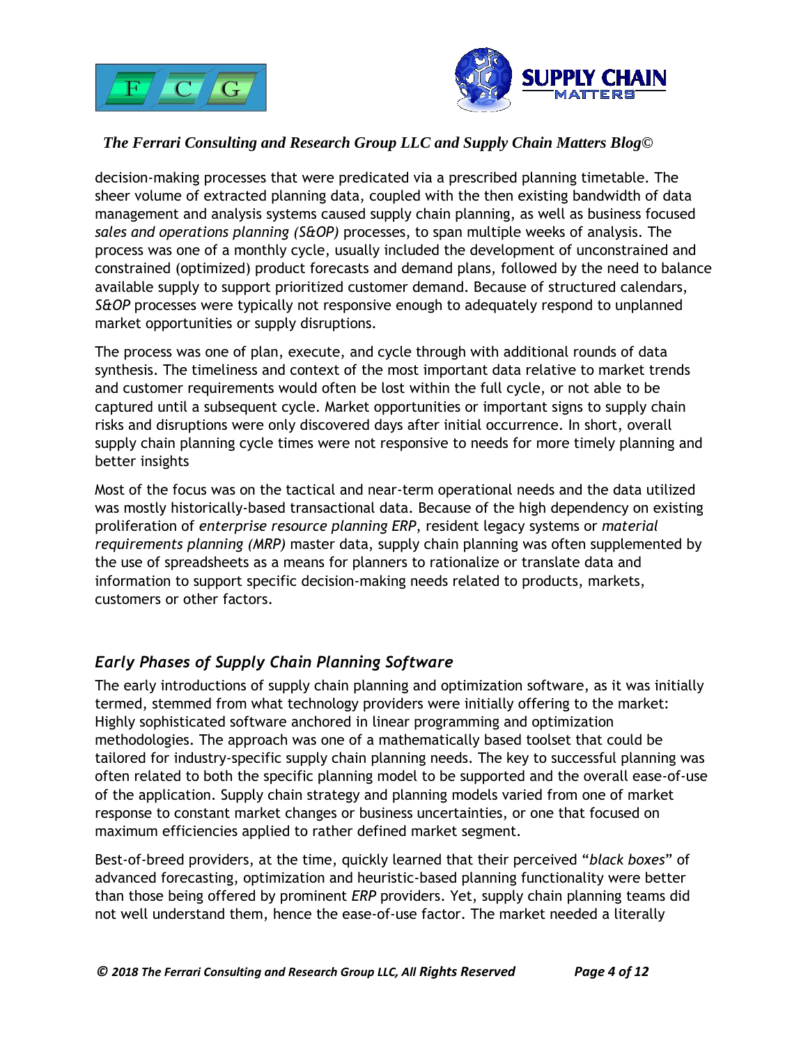decision-making processes that were predicated via a prescribed planning timetable. The sheer volume of extracted planning data, coupled with the then existing bandwidth of data management and analysis systems caused supply chain planning, as well as business focused *sales and operations planning (S&OP)* processes, to span multiple weeks of analysis. The process was one of a monthly cycle, usually included the development of unconstrained and constrained (optimized) product forecasts and demand plans, followed by the need to balance available supply to support prioritized customer demand. Because of structured calendars, *S&OP* processes were typically not responsive enough to adequately respond to unplanned market opportunities or supply disruptions.

The process was one of plan, execute, and cycle through with additional rounds of data synthesis. The timeliness and context of the most important data relative to market trends and customer requirements would often be lost within the full cycle, or not able to be captured until a subsequent cycle. Market opportunities or important signs to supply chain risks and disruptions were only discovered days after initial occurrence. In short, overall supply chain planning cycle times were not responsive to needs for more timely planning and better insights

Most of the focus was on the tactical and near-term operational needs and the data utilized was mostly historically-based transactional data. Because of the high dependency on existing proliferation of *enterprise resource planning ERP*, resident legacy systems or *material requirements planning (MRP)* master data, supply chain planning was often supplemented by the use of spreadsheets as a means for planners to rationalize or translate data and information to support specific decision-making needs related to products, markets, customers or other factors.

## *Early Phases of Supply Chain Planning Software*

The early introductions of supply chain planning and optimization software, as it was initially termed, stemmed from what technology providers were initially offering to the market: Highly sophisticated software anchored in linear programming and optimization methodologies. The approach was one of a mathematically based toolset that could be tailored for industry-specific supply chain planning needs. The key to successful planning was often related to both the specific planning model to be supported and the overall ease-of-use of the application. Supply chain strategy and planning models varied from one of market response to constant market changes or business uncertainties, or one that focused on maximum efficiencies applied to rather defined market segment.

Best-of-breed providers, at the time, quickly learned that their perceived "*black boxes*" of advanced forecasting, optimization and heuristic-based planning functionality were better than those being offered by prominent *ERP* providers. Yet, supply chain planning teams did not well understand them, hence the ease-of-use factor. The market needed a literally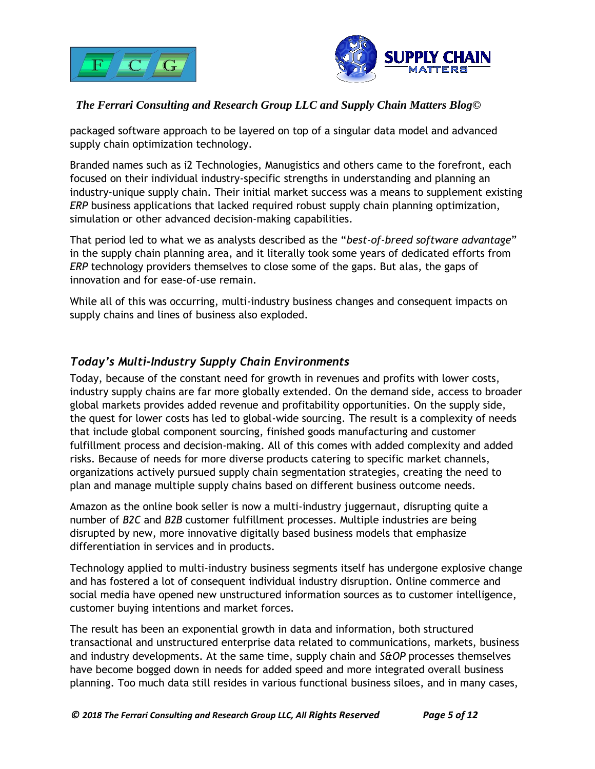packaged software approach to be layered on top of a singular data model and advanced supply chain optimization technology.

Branded names such as i2 Technologies, Manugistics and others came to the forefront, each focused on their individual industry-specific strengths in understanding and planning an industry-unique supply chain. Their initial market success was a means to supplement existing *ERP* business applications that lacked required robust supply chain planning optimization, simulation or other advanced decision-making capabilities.

That period led to what we as analysts described as the "*best-of-breed software advantage*" in the supply chain planning area, and it literally took some years of dedicated efforts from *ERP* technology providers themselves to close some of the gaps. But alas, the gaps of innovation and for ease-of-use remain.

While all of this was occurring, multi-industry business changes and consequent impacts on supply chains and lines of business also exploded.

## *Today's Multi-Industry Supply Chain Environments*

Today, because of the constant need for growth in revenues and profits with lower costs, industry supply chains are far more globally extended. On the demand side, access to broader global markets provides added revenue and profitability opportunities. On the supply side, the quest for lower costs has led to global-wide sourcing. The result is a complexity of needs that include global component sourcing, finished goods manufacturing and customer fulfillment process and decision-making. All of this comes with added complexity and added risks. Because of needs for more diverse products catering to specific market channels, organizations actively pursued supply chain segmentation strategies, creating the need to plan and manage multiple supply chains based on different business outcome needs.

Amazon as the online book seller is now a multi-industry juggernaut, disrupting quite a number of *B2C* and *B2B* customer fulfillment processes. Multiple industries are being disrupted by new, more innovative digitally based business models that emphasize differentiation in services and in products.

Technology applied to multi-industry business segments itself has undergone explosive change and has fostered a lot of consequent individual industry disruption. Online commerce and social media have opened new unstructured information sources as to customer intelligence, customer buying intentions and market forces.

The result has been an exponential growth in data and information, both structured transactional and unstructured enterprise data related to communications, markets, business and industry developments. At the same time, supply chain and *S&OP* processes themselves have become bogged down in needs for added speed and more integrated overall business planning. Too much data still resides in various functional business siloes, and in many cases,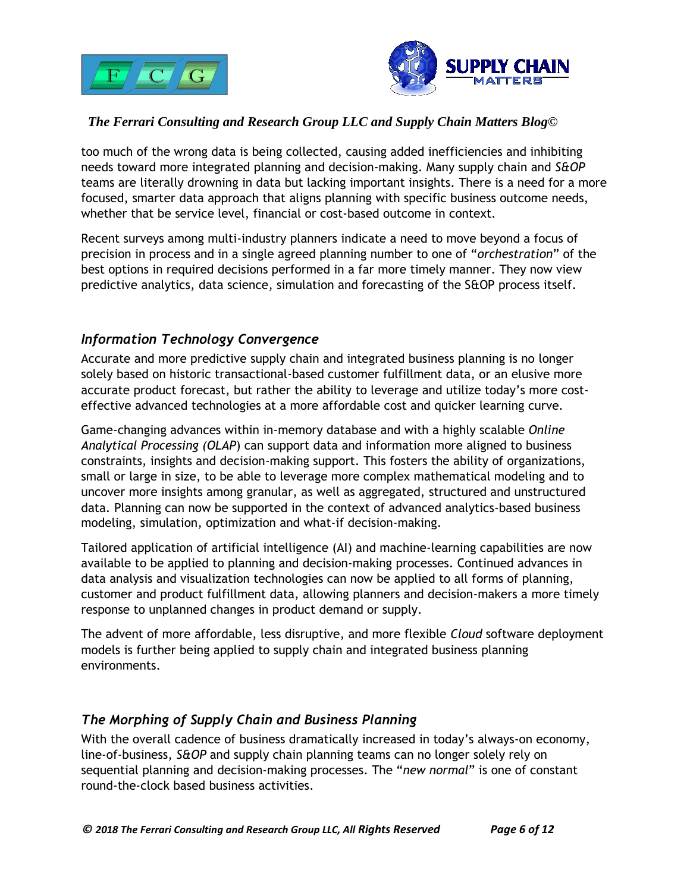too much of the wrong data is being collected, causing added inefficiencies and inhibiting needs toward more integrated planning and decision-making. Many supply chain and *S&OP* teams are literally drowning in data but lacking important insights. There is a need for a more focused, smarter data approach that aligns planning with specific business outcome needs, whether that be service level, financial or cost-based outcome in context.

Recent surveys among multi-industry planners indicate a need to move beyond a focus of precision in process and in a single agreed planning number to one of "*orchestration*" of the best options in required decisions performed in a far more timely manner. They now view predictive analytics, data science, simulation and forecasting of the S&OP process itself.

## *Information Technology Convergence*

Accurate and more predictive supply chain and integrated business planning is no longer solely based on historic transactional-based customer fulfillment data, or an elusive more accurate product forecast, but rather the ability to leverage and utilize today's more cost-effective advanced technologies at a more affordable cost and quicker learning curve.

Game-changing advances within in-memory database and with a highly scalable *Online Analytical Processing (OLAP*) can support data and information more aligned to business constraints, insights and decision-making support. This fosters the ability of organizations, small or large in size, to be able to leverage more complex mathematical modeling and to uncover more insights among granular, as well as aggregated, structured and unstructured data. Planning can now be supported in the context of advanced analytics-based business modeling, simulation, optimization and what-if decision-making.

Tailored application of artificial intelligence (AI) and machine-learning capabilities are now available to be applied to planning and decision-making processes. Continued advances in data analysis and visualization technologies can now be applied to all forms of planning, customer and product fulfillment data, allowing planners and decision-makers a more timely response to unplanned changes in product demand or supply.

The advent of more affordable, less disruptive, and more flexible *Cloud* software deployment models is further being applied to supply chain and integrated business planning environments.

## *The Morphing of Supply Chain and Business Planning*

With the overall cadence of business dramatically increased in today's always-on economy, line-of-business, *S&OP* and supply chain planning teams can no longer solely rely on sequential planning and decision-making processes. The "*new normal*" is one of constant round-the-clock based business activities.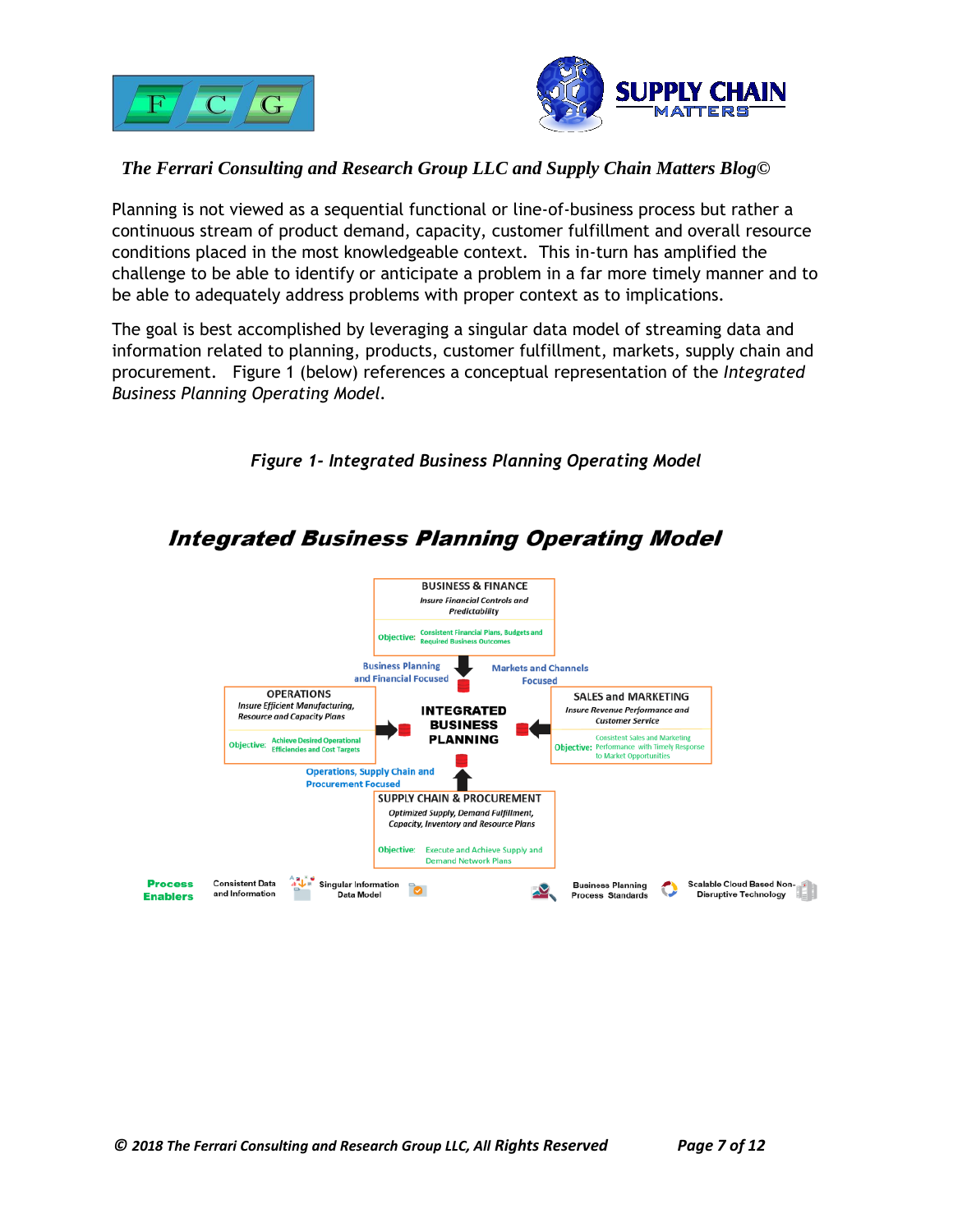*The Ferrari Consulting and Research Group LLC and Supply Chain Matters Blog©*

Planning is not viewed as a sequential functional or line-of-business process but rather a continuous stream of product demand, capacity, customer fulfillment and overall resource conditions placed in the most knowledgeable context. This in-turn has amplified the challenge to be able to identify or anticipate a problem in a far more timely manner and to be able to adequately address problems with proper context as to implications.

The goal is best accomplished by leveraging a singular data model of streaming data and information related to planning, products, customer fulfillment, markets, supply chain and procurement. Figure 1 (below) references a conceptual representation of the *Integrated Business Planning Operating Model.*

*Figure 1- Integrated Business Planning Operating Model*

**Integrated Business Planning Operating Model**

**BUSINESS & FINANCE**
*Insure Financial Controls and Predictability*
Objective: Consistent Financial Plans, Budgets and Required Business Outcomes

Business Planning and Financial Focused

Markets and Channels Focused

**OPERATIONS**
*Insure Efficient Manufacturing, Resource and Capacity Plans*
Objective: Achieve Desired Operational Efficiencies and Cost Targets

**INTEGRATED BUSINESS PLANNING**

**SALES and MARKETING**
*Insure Revenue Performance and Customer Service*
Objective: Consistent Sales and Marketing Performance with Timely Response to Market Opportunities

Operations, Supply Chain and Procurement Focused

**SUPPLY CHAIN & PROCUREMENT**
*Optimized Supply, Demand Fulfillment, Capacity, Inventory and Resource Plans*
Objective: Execute and Achieve Supply and Demand Network Plans

**Process Enablers**: Consistent Data and Information; Singular Information Data Model; Business Planning Process Standards; Scalable Cloud Based Non-Disruptive Technology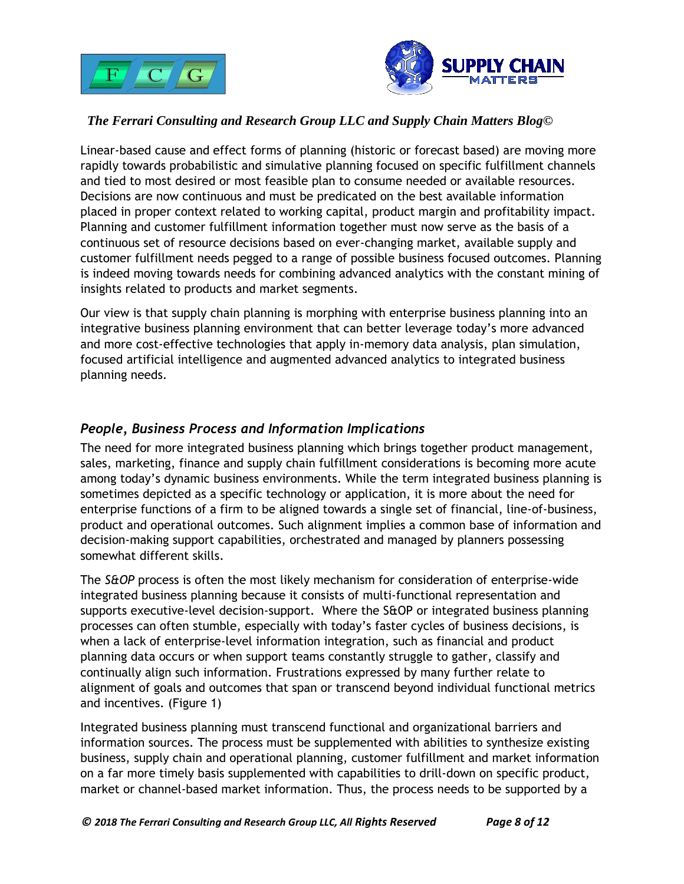Linear-based cause and effect forms of planning (historic or forecast based) are moving more rapidly towards probabilistic and simulative planning focused on specific fulfillment channels and tied to most desired or most feasible plan to consume needed or available resources. Decisions are now continuous and must be predicated on the best available information placed in proper context related to working capital, product margin and profitability impact. Planning and customer fulfillment information together must now serve as the basis of a continuous set of resource decisions based on ever-changing market, available supply and customer fulfillment needs pegged to a range of possible business focused outcomes. Planning is indeed moving towards needs for combining advanced analytics with the constant mining of insights related to products and market segments.

Our view is that supply chain planning is morphing with enterprise business planning into an integrative business planning environment that can better leverage today's more advanced and more cost-effective technologies that apply in-memory data analysis, plan simulation, focused artificial intelligence and augmented advanced analytics to integrated business planning needs.

## *People, Business Process and Information Implications*

The need for more integrated business planning which brings together product management, sales, marketing, finance and supply chain fulfillment considerations is becoming more acute among today's dynamic business environments. While the term integrated business planning is sometimes depicted as a specific technology or application, it is more about the need for enterprise functions of a firm to be aligned towards a single set of financial, line-of-business, product and operational outcomes. Such alignment implies a common base of information and decision-making support capabilities, orchestrated and managed by planners possessing somewhat different skills.

The *S&OP* process is often the most likely mechanism for consideration of enterprise-wide integrated business planning because it consists of multi-functional representation and supports executive-level decision-support. Where the S&OP or integrated business planning processes can often stumble, especially with today's faster cycles of business decisions, is when a lack of enterprise-level information integration, such as financial and product planning data occurs or when support teams constantly struggle to gather, classify and continually align such information. Frustrations expressed by many further relate to alignment of goals and outcomes that span or transcend beyond individual functional metrics and incentives. (Figure 1)

Integrated business planning must transcend functional and organizational barriers and information sources. The process must be supplemented with abilities to synthesize existing business, supply chain and operational planning, customer fulfillment and market information on a far more timely basis supplemented with capabilities to drill-down on specific product, market or channel-based market information. Thus, the process needs to be supported by a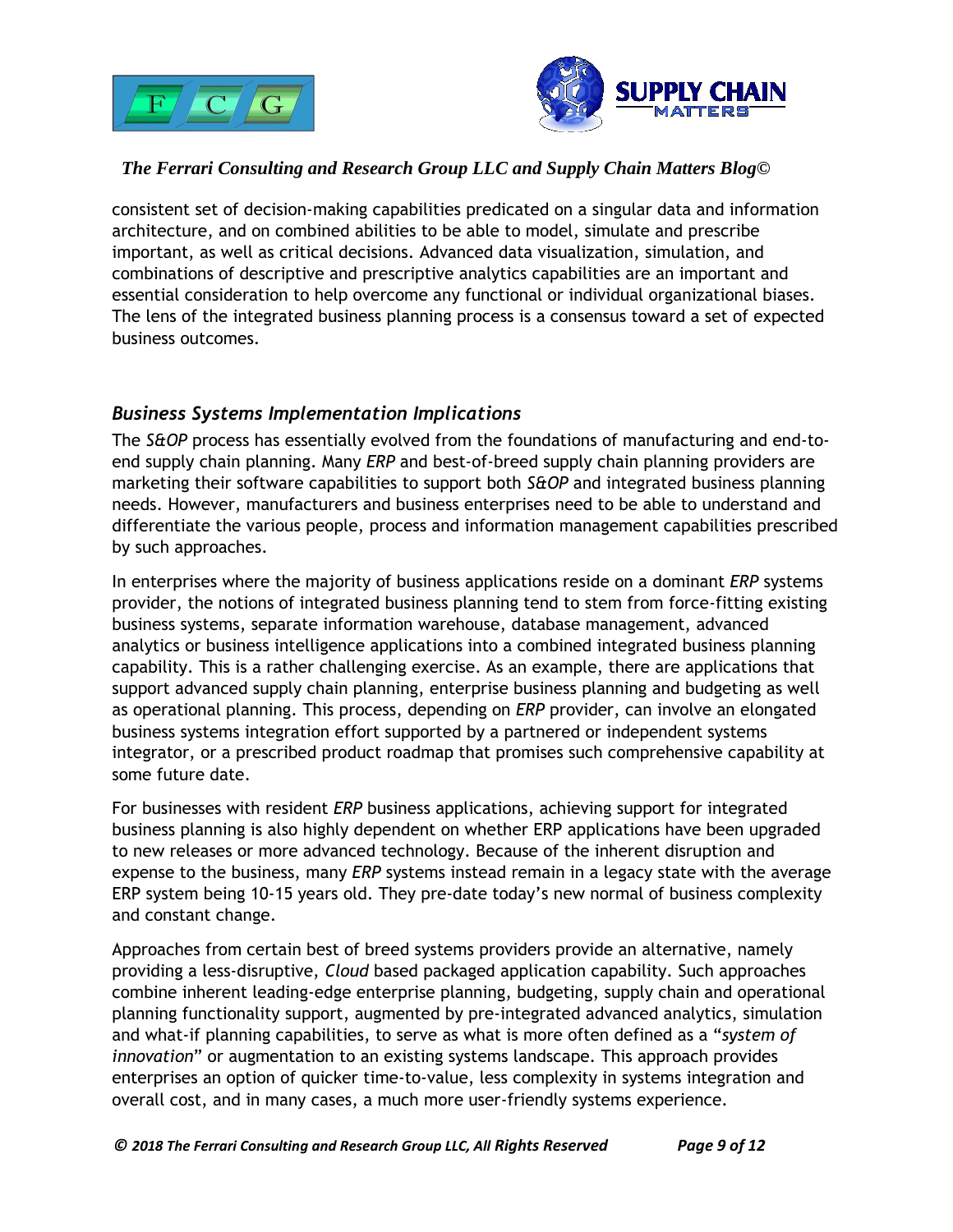consistent set of decision-making capabilities predicated on a singular data and information architecture, and on combined abilities to be able to model, simulate and prescribe important, as well as critical decisions. Advanced data visualization, simulation, and combinations of descriptive and prescriptive analytics capabilities are an important and essential consideration to help overcome any functional or individual organizational biases. The lens of the integrated business planning process is a consensus toward a set of expected business outcomes.

### *Business Systems Implementation Implications*

The *S&OP* process has essentially evolved from the foundations of manufacturing and end-to-end supply chain planning. Many *ERP* and best-of-breed supply chain planning providers are marketing their software capabilities to support both *S&OP* and integrated business planning needs. However, manufacturers and business enterprises need to be able to understand and differentiate the various people, process and information management capabilities prescribed by such approaches.

In enterprises where the majority of business applications reside on a dominant *ERP* systems provider, the notions of integrated business planning tend to stem from force-fitting existing business systems, separate information warehouse, database management, advanced analytics or business intelligence applications into a combined integrated business planning capability. This is a rather challenging exercise. As an example, there are applications that support advanced supply chain planning, enterprise business planning and budgeting as well as operational planning. This process, depending on *ERP* provider, can involve an elongated business systems integration effort supported by a partnered or independent systems integrator, or a prescribed product roadmap that promises such comprehensive capability at some future date.

For businesses with resident *ERP* business applications, achieving support for integrated business planning is also highly dependent on whether ERP applications have been upgraded to new releases or more advanced technology. Because of the inherent disruption and expense to the business, many *ERP* systems instead remain in a legacy state with the average ERP system being 10-15 years old. They pre-date today's new normal of business complexity and constant change.

Approaches from certain best of breed systems providers provide an alternative, namely providing a less-disruptive, *Cloud* based packaged application capability. Such approaches combine inherent leading-edge enterprise planning, budgeting, supply chain and operational planning functionality support, augmented by pre-integrated advanced analytics, simulation and what-if planning capabilities, to serve as what is more often defined as a "*system of innovation*" or augmentation to an existing systems landscape. This approach provides enterprises an option of quicker time-to-value, less complexity in systems integration and overall cost, and in many cases, a much more user-friendly systems experience.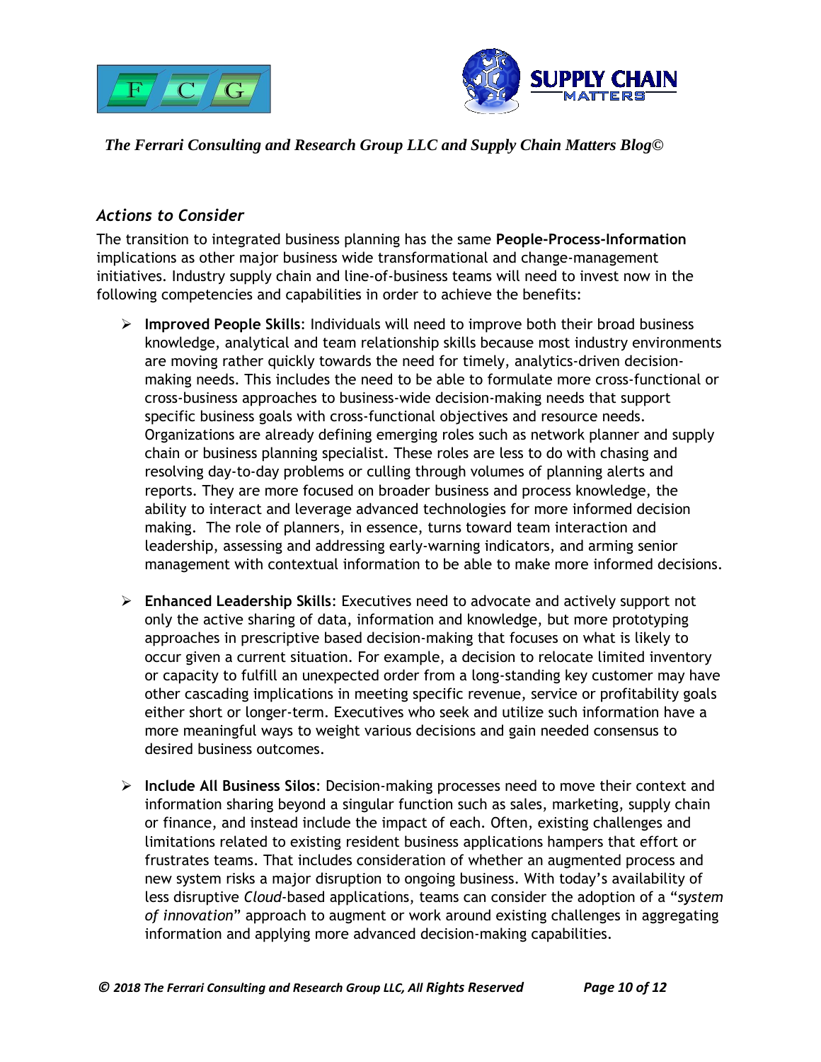### *Actions to Consider*

The transition to integrated business planning has the same **People-Process-Information** implications as other major business wide transformational and change-management initiatives. Industry supply chain and line-of-business teams will need to invest now in the following competencies and capabilities in order to achieve the benefits:

- **Improved People Skills**: Individuals will need to improve both their broad business knowledge, analytical and team relationship skills because most industry environments are moving rather quickly towards the need for timely, analytics-driven decision-making needs. This includes the need to be able to formulate more cross-functional or cross-business approaches to business-wide decision-making needs that support specific business goals with cross-functional objectives and resource needs. Organizations are already defining emerging roles such as network planner and supply chain or business planning specialist. These roles are less to do with chasing and resolving day-to-day problems or culling through volumes of planning alerts and reports. They are more focused on broader business and process knowledge, the ability to interact and leverage advanced technologies for more informed decision making. The role of planners, in essence, turns toward team interaction and leadership, assessing and addressing early-warning indicators, and arming senior management with contextual information to be able to make more informed decisions.

- **Enhanced Leadership Skills**: Executives need to advocate and actively support not only the active sharing of data, information and knowledge, but more prototyping approaches in prescriptive based decision-making that focuses on what is likely to occur given a current situation. For example, a decision to relocate limited inventory or capacity to fulfill an unexpected order from a long-standing key customer may have other cascading implications in meeting specific revenue, service or profitability goals either short or longer-term. Executives who seek and utilize such information have a more meaningful ways to weight various decisions and gain needed consensus to desired business outcomes.

- **Include All Business Silos**: Decision-making processes need to move their context and information sharing beyond a singular function such as sales, marketing, supply chain or finance, and instead include the impact of each. Often, existing challenges and limitations related to existing resident business applications hampers that effort or frustrates teams. That includes consideration of whether an augmented process and new system risks a major disruption to ongoing business. With today's availability of less disruptive *Cloud*-based applications, teams can consider the adoption of a "*system of innovation*" approach to augment or work around existing challenges in aggregating information and applying more advanced decision-making capabilities.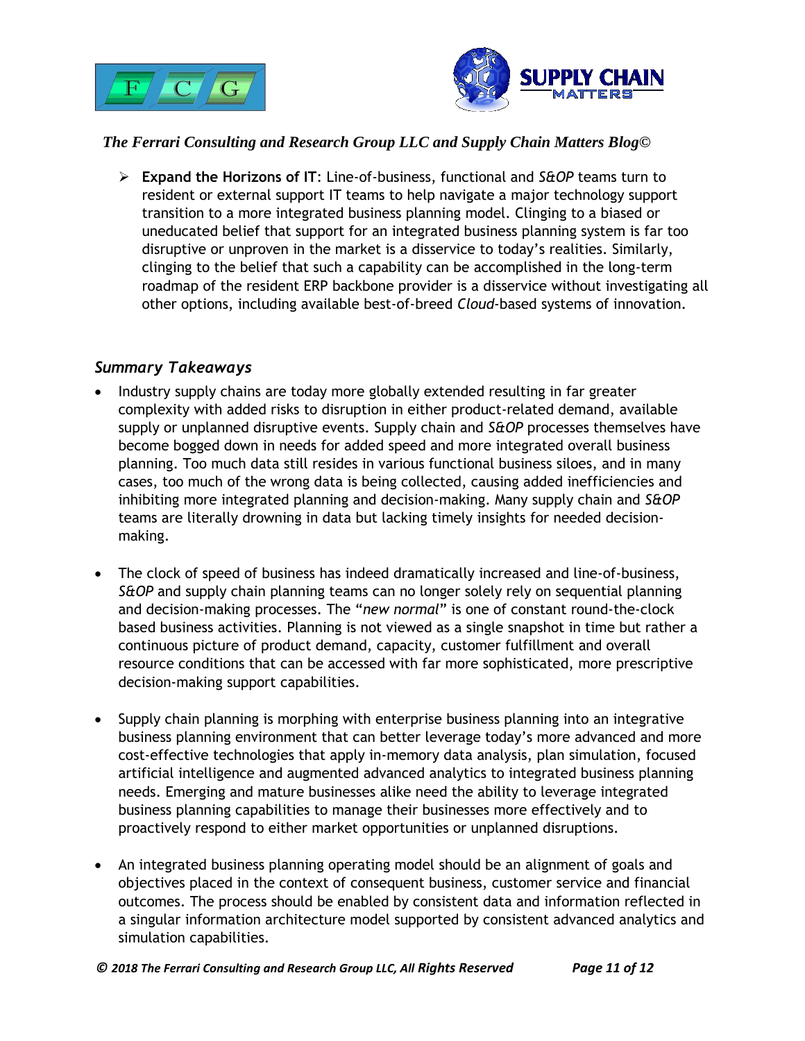- **Expand the Horizons of IT**: Line-of-business, functional and *S&OP* teams turn to resident or external support IT teams to help navigate a major technology support transition to a more integrated business planning model. Clinging to a biased or uneducated belief that support for an integrated business planning system is far too disruptive or unproven in the market is a disservice to today's realities. Similarly, clinging to the belief that such a capability can be accomplished in the long-term roadmap of the resident ERP backbone provider is a disservice without investigating all other options, including available best-of-breed *Cloud*-based systems of innovation.

## *Summary Takeaways*

- Industry supply chains are today more globally extended resulting in far greater complexity with added risks to disruption in either product-related demand, available supply or unplanned disruptive events. Supply chain and *S&OP* processes themselves have become bogged down in needs for added speed and more integrated overall business planning. Too much data still resides in various functional business siloes, and in many cases, too much of the wrong data is being collected, causing added inefficiencies and inhibiting more integrated planning and decision-making. Many supply chain and *S&OP* teams are literally drowning in data but lacking timely insights for needed decision-making.

- The clock of speed of business has indeed dramatically increased and line-of-business, *S&OP* and supply chain planning teams can no longer solely rely on sequential planning and decision-making processes. The "*new normal*" is one of constant round-the-clock based business activities. Planning is not viewed as a single snapshot in time but rather a continuous picture of product demand, capacity, customer fulfillment and overall resource conditions that can be accessed with far more sophisticated, more prescriptive decision-making support capabilities.

- Supply chain planning is morphing with enterprise business planning into an integrative business planning environment that can better leverage today's more advanced and more cost-effective technologies that apply in-memory data analysis, plan simulation, focused artificial intelligence and augmented advanced analytics to integrated business planning needs. Emerging and mature businesses alike need the ability to leverage integrated business planning capabilities to manage their businesses more effectively and to proactively respond to either market opportunities or unplanned disruptions.

- An integrated business planning operating model should be an alignment of goals and objectives placed in the context of consequent business, customer service and financial outcomes. The process should be enabled by consistent data and information reflected in a singular information architecture model supported by consistent advanced analytics and simulation capabilities.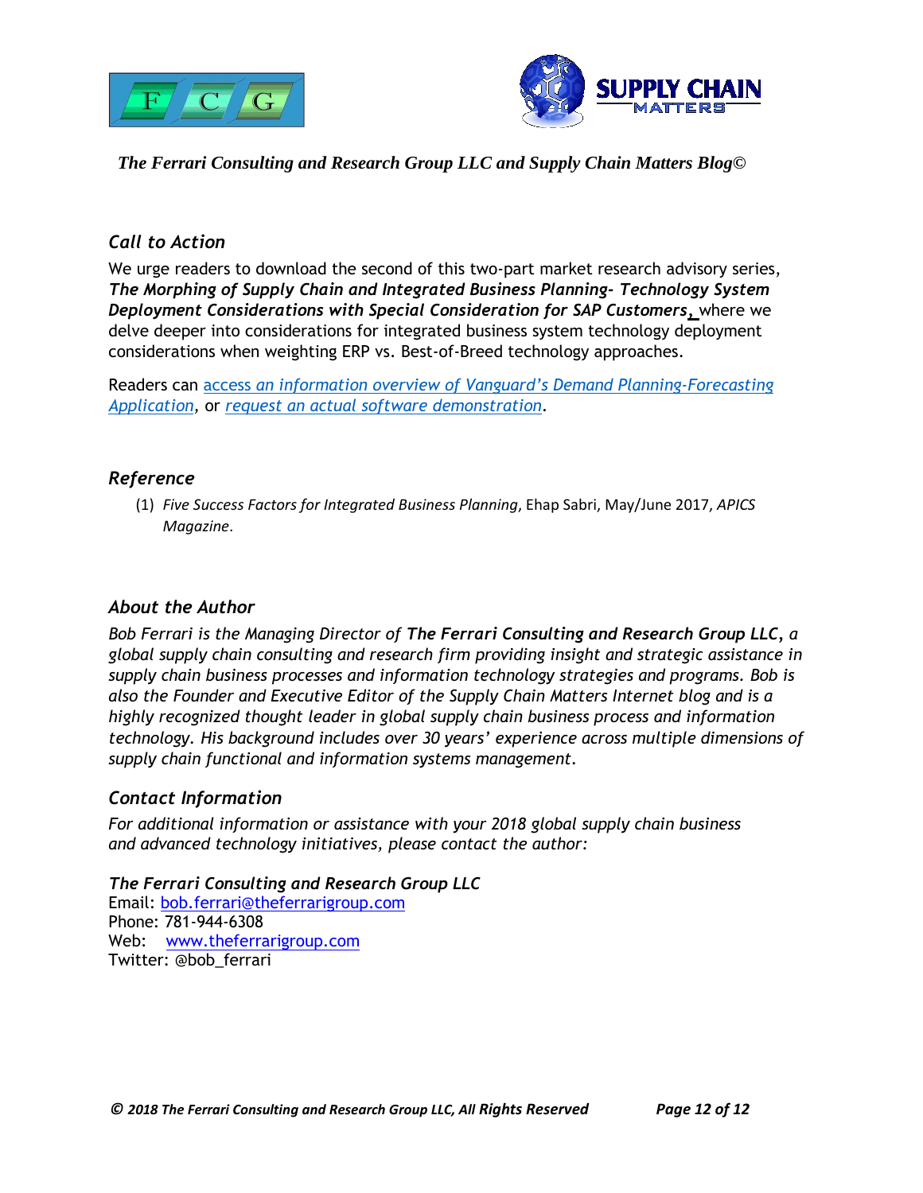## *Call to Action*

We urge readers to download the second of this two-part market research advisory series, ***The Morphing of Supply Chain and Integrated Business Planning- Technology System Deployment Considerations with Special Consideration for SAP Customers***, where we delve deeper into considerations for integrated business system technology deployment considerations when weighting ERP vs. Best-of-Breed technology approaches.

Readers can *access an information overview of Vanguard's Demand Planning-Forecasting Application*, or *request an actual software demonstration*.

## *Reference*

(1) *Five Success Factors for Integrated Business Planning*, Ehap Sabri, May/June 2017, *APICS Magazine*.

## *About the Author*

*Bob Ferrari is the Managing Director of* ***The Ferrari Consulting and Research Group LLC****, a global supply chain consulting and research firm providing insight and strategic assistance in supply chain business processes and information technology strategies and programs. Bob is also the Founder and Executive Editor of the Supply Chain Matters Internet blog and is a highly recognized thought leader in global supply chain business process and information technology. His background includes over 30 years' experience across multiple dimensions of supply chain functional and information systems management.*

## *Contact Information*

*For additional information or assistance with your 2018 global supply chain business and advanced technology initiatives, please contact the author:*

***The Ferrari Consulting and Research Group LLC***
Email: bob.ferrari@theferrarigroup.com
Phone: 781-944-6308
Web: www.theferrarigroup.com
Twitter: @bob_ferrari